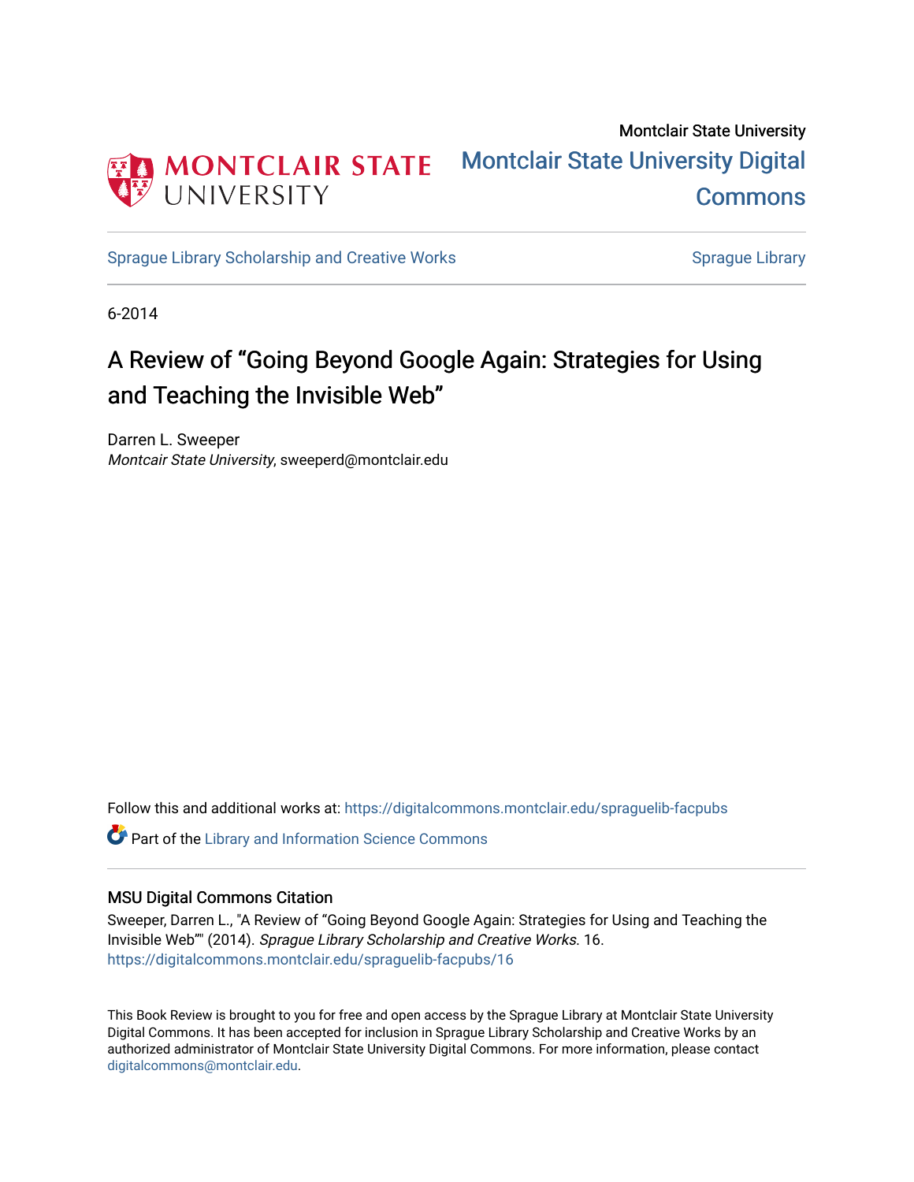Montclair State University

Montclair State University Digital Commons

Sprague Library Scholarship and Creative Works

Sprague Library

6-2014

# A Review of “Going Beyond Google Again: Strategies for Using and Teaching the Invisible Web”

Darren L. Sweeper  
*Montcair State University*, sweeperd@montclair.edu

Follow this and additional works at: https://digitalcommons.montclair.edu/spraguelib-facpubs

Part of the Library and Information Science Commons

## MSU Digital Commons Citation

Sweeper, Darren L., "A Review of “Going Beyond Google Again: Strategies for Using and Teaching the Invisible Web”" (2014). *Sprague Library Scholarship and Creative Works*. 16.  
https://digitalcommons.montclair.edu/spraguelib-facpubs/16

This Book Review is brought to you for free and open access by the Sprague Library at Montclair State University Digital Commons. It has been accepted for inclusion in Sprague Library Scholarship and Creative Works by an authorized administrator of Montclair State University Digital Commons. For more information, please contact digitalcommons@montclair.edu.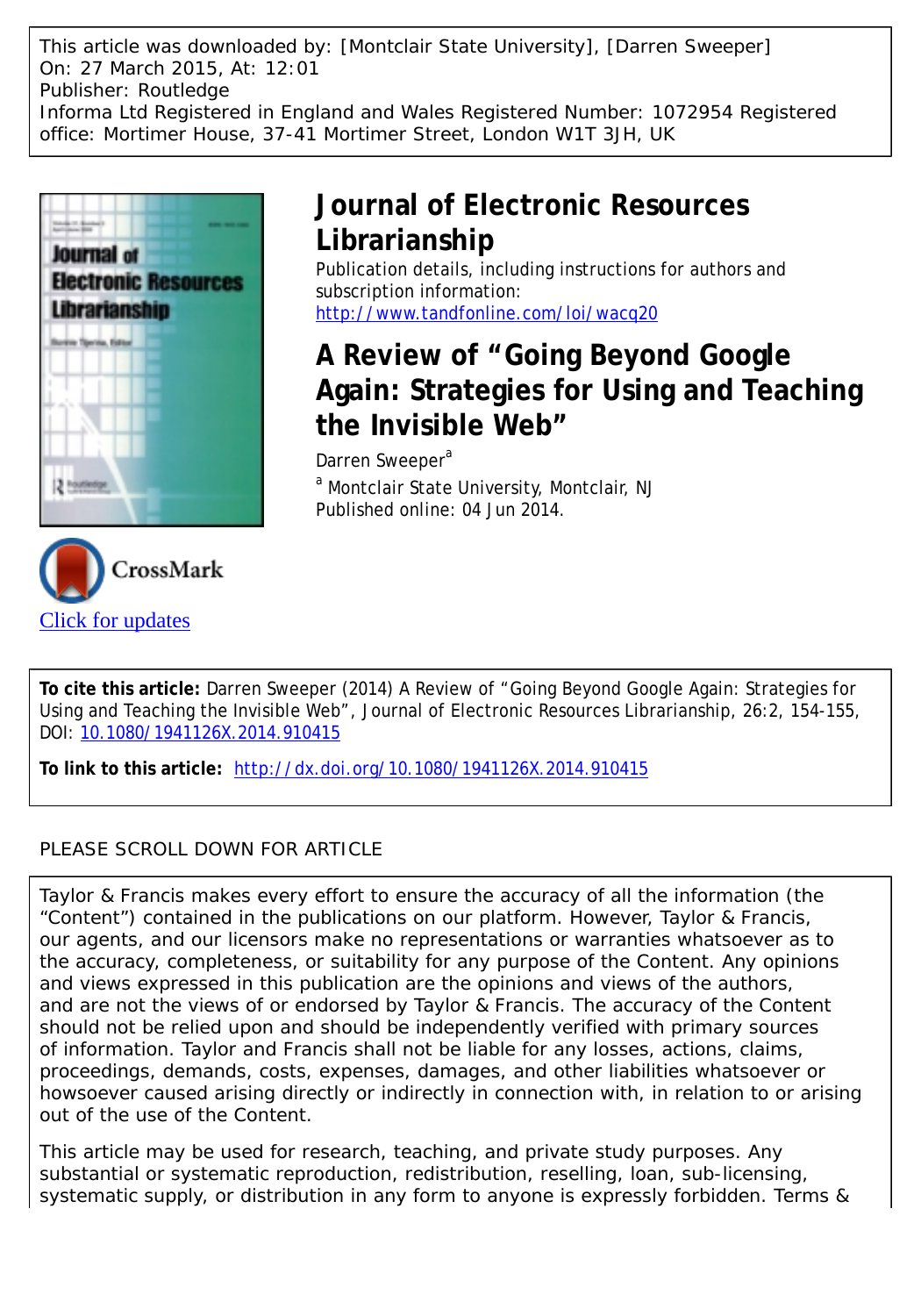This article was downloaded by: [Montclair State University], [Darren Sweeper]
On: 27 March 2015, At: 12:01
Publisher: Routledge
Informa Ltd Registered in England and Wales Registered Number: 1072954 Registered office: Mortimer House, 37-41 Mortimer Street, London W1T 3JH, UK

# Journal of Electronic Resources Librarianship

Publication details, including instructions for authors and subscription information:
http://www.tandfonline.com/loi/wacq20

## A Review of "Going Beyond Google Again: Strategies for Using and Teaching the Invisible Web"

Darren Sweeper[a]

[a] Montclair State University, Montclair, NJ

Published online: 04 Jun 2014.

Click for updates

**To cite this article:** Darren Sweeper (2014) A Review of "Going Beyond Google Again: Strategies for Using and Teaching the Invisible Web", Journal of Electronic Resources Librarianship, 26:2, 154-155, DOI: 10.1080/1941126X.2014.910415

**To link to this article:** http://dx.doi.org/10.1080/1941126X.2014.910415

PLEASE SCROLL DOWN FOR ARTICLE

Taylor & Francis makes every effort to ensure the accuracy of all the information (the "Content") contained in the publications on our platform. However, Taylor & Francis, our agents, and our licensors make no representations or warranties whatsoever as to the accuracy, completeness, or suitability for any purpose of the Content. Any opinions and views expressed in this publication are the opinions and views of the authors, and are not the views of or endorsed by Taylor & Francis. The accuracy of the Content should not be relied upon and should be independently verified with primary sources of information. Taylor and Francis shall not be liable for any losses, actions, claims, proceedings, demands, costs, expenses, damages, and other liabilities whatsoever or howsoever caused arising directly or indirectly in connection with, in relation to or arising out of the use of the Content.

This article may be used for research, teaching, and private study purposes. Any substantial or systematic reproduction, redistribution, reselling, loan, sub-licensing, systematic supply, or distribution in any form to anyone is expressly forbidden. Terms &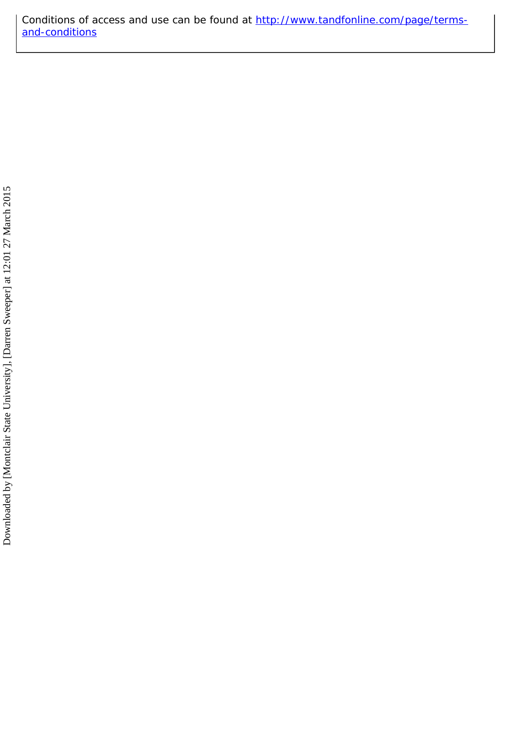Conditions of access and use can be found at [http://www.tandfonline.com/page/terms-and-conditions](http://www.tandfonline.com/page/terms-and-conditions)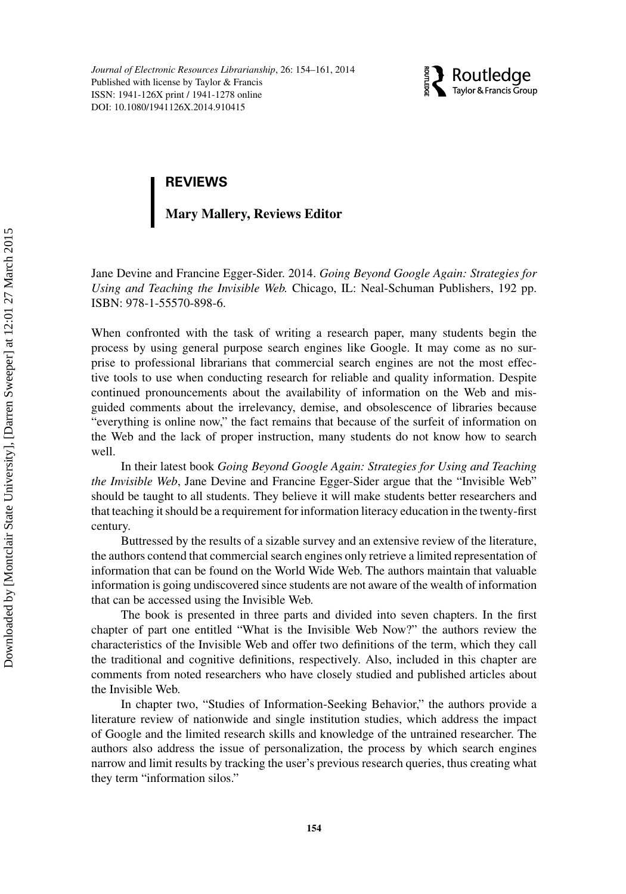## REVIEWS

**Mary Mallery, Reviews Editor**

Jane Devine and Francine Egger-Sider. 2014. *Going Beyond Google Again: Strategies for Using and Teaching the Invisible Web*. Chicago, IL: Neal-Schuman Publishers, 192 pp. ISBN: 978-1-55570-898-6.

When confronted with the task of writing a research paper, many students begin the process by using general purpose search engines like Google. It may come as no surprise to professional librarians that commercial search engines are not the most effective tools to use when conducting research for reliable and quality information. Despite continued pronouncements about the availability of information on the Web and misguided comments about the irrelevancy, demise, and obsolescence of libraries because "everything is online now," the fact remains that because of the surfeit of information on the Web and the lack of proper instruction, many students do not know how to search well.

In their latest book *Going Beyond Google Again: Strategies for Using and Teaching the Invisible Web*, Jane Devine and Francine Egger-Sider argue that the "Invisible Web" should be taught to all students. They believe it will make students better researchers and that teaching it should be a requirement for information literacy education in the twenty-first century.

Buttressed by the results of a sizable survey and an extensive review of the literature, the authors contend that commercial search engines only retrieve a limited representation of information that can be found on the World Wide Web. The authors maintain that valuable information is going undiscovered since students are not aware of the wealth of information that can be accessed using the Invisible Web.

The book is presented in three parts and divided into seven chapters. In the first chapter of part one entitled "What is the Invisible Web Now?" the authors review the characteristics of the Invisible Web and offer two definitions of the term, which they call the traditional and cognitive definitions, respectively. Also, included in this chapter are comments from noted researchers who have closely studied and published articles about the Invisible Web.

In chapter two, "Studies of Information-Seeking Behavior," the authors provide a literature review of nationwide and single institution studies, which address the impact of Google and the limited research skills and knowledge of the untrained researcher. The authors also address the issue of personalization, the process by which search engines narrow and limit results by tracking the user's previous research queries, thus creating what they term "information silos."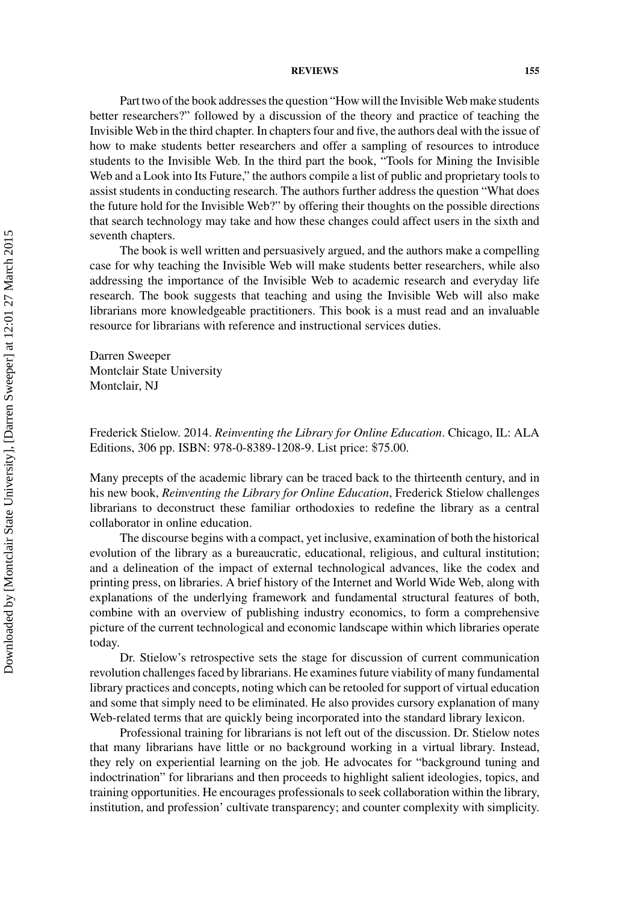Part two of the book addresses the question "How will the Invisible Web make students better researchers?" followed by a discussion of the theory and practice of teaching the Invisible Web in the third chapter. In chapters four and five, the authors deal with the issue of how to make students better researchers and offer a sampling of resources to introduce students to the Invisible Web. In the third part the book, "Tools for Mining the Invisible Web and a Look into Its Future," the authors compile a list of public and proprietary tools to assist students in conducting research. The authors further address the question "What does the future hold for the Invisible Web?" by offering their thoughts on the possible directions that search technology may take and how these changes could affect users in the sixth and seventh chapters.

The book is well written and persuasively argued, and the authors make a compelling case for why teaching the Invisible Web will make students better researchers, while also addressing the importance of the Invisible Web to academic research and everyday life research. The book suggests that teaching and using the Invisible Web will also make librarians more knowledgeable practitioners. This book is a must read and an invaluable resource for librarians with reference and instructional services duties.

Darren Sweeper
Montclair State University
Montclair, NJ

Frederick Stielow. 2014. *Reinventing the Library for Online Education*. Chicago, IL: ALA Editions, 306 pp. ISBN: 978-0-8389-1208-9. List price: $75.00.

Many precepts of the academic library can be traced back to the thirteenth century, and in his new book, *Reinventing the Library for Online Education*, Frederick Stielow challenges librarians to deconstruct these familiar orthodoxies to redefine the library as a central collaborator in online education.

The discourse begins with a compact, yet inclusive, examination of both the historical evolution of the library as a bureaucratic, educational, religious, and cultural institution; and a delineation of the impact of external technological advances, like the codex and printing press, on libraries. A brief history of the Internet and World Wide Web, along with explanations of the underlying framework and fundamental structural features of both, combine with an overview of publishing industry economics, to form a comprehensive picture of the current technological and economic landscape within which libraries operate today.

Dr. Stielow's retrospective sets the stage for discussion of current communication revolution challenges faced by librarians. He examines future viability of many fundamental library practices and concepts, noting which can be retooled for support of virtual education and some that simply need to be eliminated. He also provides cursory explanation of many Web-related terms that are quickly being incorporated into the standard library lexicon.

Professional training for librarians is not left out of the discussion. Dr. Stielow notes that many librarians have little or no background working in a virtual library. Instead, they rely on experiential learning on the job. He advocates for "background tuning and indoctrination" for librarians and then proceeds to highlight salient ideologies, topics, and training opportunities. He encourages professionals to seek collaboration within the library, institution, and profession' cultivate transparency; and counter complexity with simplicity.